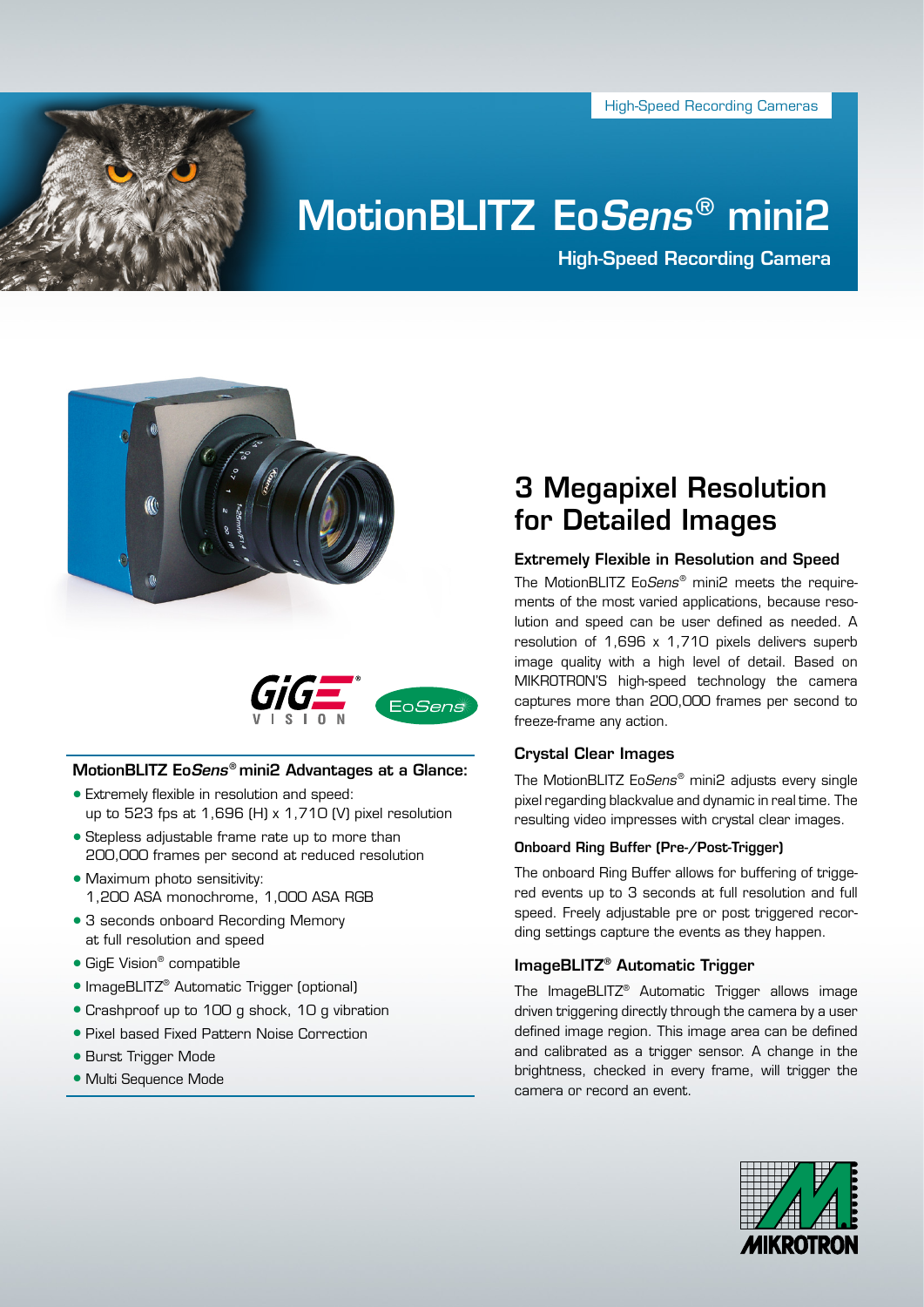High-Speed Recording Cameras

# MotionBLITZ Eo*Sens*® mini2

**High-Speed Recording Camera**

### MotionBLITZ Eo*Sens*® mini2 Advantages at a Glance:

- Extremely flexible in resolution and speed: up to 523 fps at 1,696 (H) x 1,710 (V) pixel resolution
- Stepless adjustable frame rate up to more than 200,000 frames per second at reduced resolution
- Maximum photo sensitivity: 1,200 ASA monochrome, 1,000 ASA RGB
- 3 seconds onboard Recording Memory at full resolution and speed
- GigE Vision® compatible
- ImageBLITZ® Automatic Trigger (optional)
- Crashproof up to 100 g shock, 10 g vibration
- Pixel based Fixed Pattern Noise Correction
- Burst Trigger Mode
- Multi Sequence Mode

## 3 Megapixel Resolution for Detailed Images

### Extremely Flexible in Resolution and Speed

The MotionBLITZ Eo*Sens*® mini2 meets the requirements of the most varied applications, because resolution and speed can be user defined as needed. A resolution of 1,696 x 1,710 pixels delivers superb image quality with a high level of detail. Based on MIKROTRON'S high-speed technology the camera captures more than 200,000 frames per second to freeze-frame any action.

### Crystal Clear Images

The MotionBLITZ Eo*Sens*® mini2 adjusts every single pixel regarding blackvalue and dynamic in real time. The resulting video impresses with crystal clear images.

#### Onboard Ring Buffer (Pre-/Post-Trigger)

The onboard Ring Buffer allows for buffering of triggered events up to 3 seconds at full resolution and full speed. Freely adjustable pre or post triggered recording settings capture the events as they happen.

### ImageBLITZ® Automatic Trigger

The ImageBLITZ® Automatic Trigger allows image driven triggering directly through the camera by a user defined image region. This image area can be defined and calibrated as a trigger sensor. A change in the brightness, checked in every frame, will trigger the camera or record an event.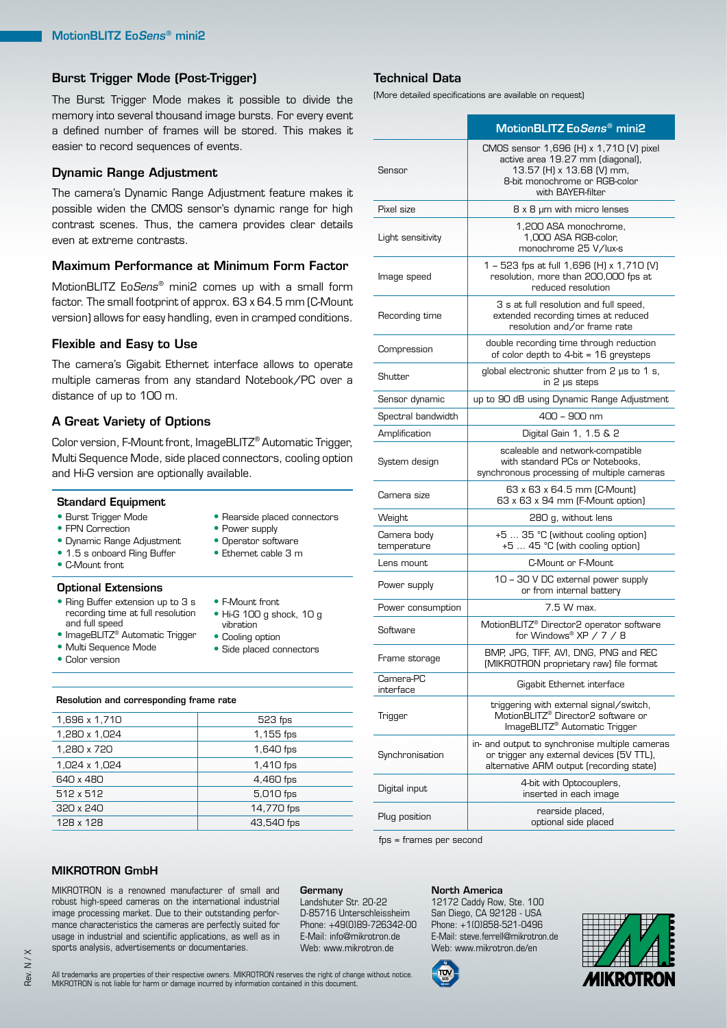## Burst Trigger Mode (Post-Trigger)

The Burst Trigger Mode makes it possible to divide the memory into several thousand image bursts. For every event a defined number of frames will be stored. This makes it easier to record sequences of events.

## Dynamic Range Adjustment

The camera's Dynamic Range Adjustment feature makes it possible widen the CMOS sensor's dynamic range for high contrast scenes. Thus, the camera provides clear details even at extreme contrasts.

## Maximum Performance at Minimum Form Factor

MotionBLITZ Eo*Sens*® mini2 comes up with a small form factor. The small footprint of approx. 63 x 64.5 mm (C-Mount version) allows for easy handling, even in cramped conditions.

## Flexible and Easy to Use

The camera's Gigabit Ethernet interface allows to operate multiple cameras from any standard Notebook/PC over a distance of up to 100 m.

## A Great Variety of Options

Color version, F-Mount front, ImageBLITZ® Automatic Trigger, Multi Sequence Mode, side placed connectors, cooling option and Hi-G version are optionally available.

### Standard Equipment

- Burst Trigger Mode
- FPN Correction
- Dynamic Range Adjustment
- 1.5 s onboard Ring Buffer
- C-Mount front
- Rearside placed connectors
- Power supply
- Operator software
- Ethernet cable 3 m

### Optional Extensions

- Ring Buffer extension up to 3 s recording time at full resolution and full speed
- ImageBLITZ® Automatic Trigger
- Multi Sequence Mode
- Color version
- F-Mount front
- Hi-G 100 g shock, 10 g vibration
- Cooling option
- Side placed connectors

### Resolution and corresponding frame rate

| | |
|---|---|
| 1,696 x 1,710 | 523 fps |
| 1,280 x 1,024 | 1,155 fps |
| 1,280 x 720 | 1,640 fps |
| 1,024 x 1,024 | 1,410 fps |
| 640 x 480 | 4,460 fps |
| 512 x 512 | 5,010 fps |
| 320 x 240 | 14,770 fps |
| 128 x 128 | 43,540 fps |

## Technical Data

(More detailed specifications are available on request)

| | MotionBLITZ Eo*Sens*® mini2 |
|---|---|
| Sensor | CMOS sensor 1,696 (H) x 1,710 (V) pixel active area 19.27 mm (diagonal), 13.57 (H) x 13.68 (V) mm, 8-bit monochrome or RGB-color with BAYER-filter |
| Pixel size | 8 x 8 µm with micro lenses |
| Light sensitivity | 1,200 ASA monochrome, 1,000 ASA RGB-color, monochrome 25 V/lux-s |
| Image speed | 1 – 523 fps at full 1,696 (H) x 1,710 (V) resolution, more than 200,000 fps at reduced resolution |
| Recording time | 3 s at full resolution and full speed, extended recording times at reduced resolution and/or frame rate |
| Compression | double recording time through reduction of color depth to 4-bit = 16 greysteps |
| Shutter | global electronic shutter from 2 µs to 1 s, in 2 µs steps |
| Sensor dynamic | up to 90 dB using Dynamic Range Adjustment |
| Spectral bandwidth | 400 – 900 nm |
| Amplification | Digital Gain 1, 1.5 & 2 |
| System design | scaleable and network-compatible with standard PCs or Notebooks, synchronous processing of multiple cameras |
| Camera size | 63 x 63 x 64.5 mm (C-Mount) 63 x 63 x 94 mm (F-Mount option) |
| Weight | 280 g, without lens |
| Camera body temperature | +5 ... 35 °C (without cooling option) +5 ... 45 °C (with cooling option) |
| Lens mount | C-Mount or F-Mount |
| Power supply | 10 – 30 V DC external power supply or from internal battery |
| Power consumption | 7.5 W max. |
| Software | MotionBLITZ® Director2 operator software for Windows® XP / 7 / 8 |
| Frame storage | BMP, JPG, TIFF, AVI, DNG, PNG and REC (MIKROTRON proprietary raw) file format |
| Camera-PC interface | Gigabit Ethernet interface |
| Trigger | triggering with external signal/switch, MotionBLITZ® Director2 software or ImageBLITZ® Automatic Trigger |
| Synchronisation | in- and output to synchronise multiple cameras or trigger any external devices (5V TTL), alternative ARM output (recording state) |
| Digital input | 4-bit with Optocouplers, inserted in each image |
| Plug position | rearside placed, optional side placed |

fps = frames per second

### MIKROTRON GmbH

MIKROTRON is a renowned manufacturer of small and robust high-speed cameras on the international industrial image processing market. Due to their outstanding performance characteristics the cameras are perfectly suited for usage in industrial and scientific applications, as well as in sports analysis, advertisements or documentaries.

**Germany**
Landshuter Str. 20-22
D-85716 Unterschleissheim
Phone: +49(0)89-726342-00
E-Mail: info@mikrotron.de
Web: www.mikrotron.de

**North America**
12172 Caddy Row, Ste. 100
San Diego, CA 92128 - USA
Phone: +1(0)858-521-0496
E-Mail: steve.ferrell@mikrotron.de
Web: www.mikrotron.de/en

All trademarks are properties of their respective owners. MIKROTRON reserves the right of change without notice. MIKROTRON is not liable for harm or damage incurred by information contained in this document.

Rev. N / X